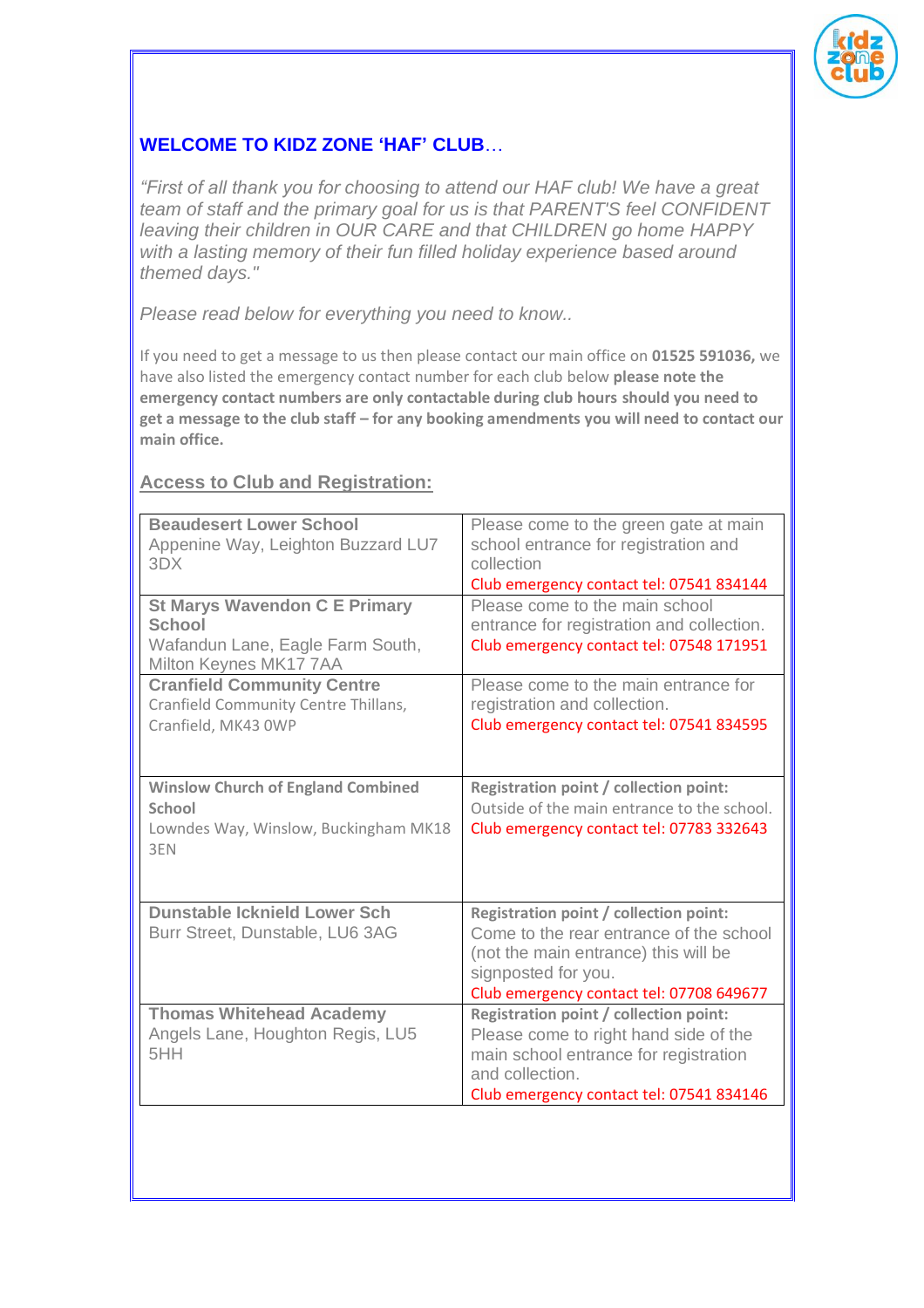## WELCOME TO KIDZ ZONE 'HAF' CLUB…

*"First of all thank you for choosing to attend our HAF club! We have a great team of staff and the primary goal for us is that PARENT'S feel CONFIDENT leaving their children in OUR CARE and that CHILDREN go home HAPPY with a lasting memory of their fun filled holiday experience based around themed days."*

*Please read below for everything you need to know..*

If you need to get a message to us then please contact our main office on **01525 591036,** we have also listed the emergency contact number for each club below **please note the emergency contact numbers are only contactable during club hours should you need to get a message to the club staff – for any booking amendments you will need to contact our main office.**

### Access to Club and Registration:

| Venue | Registration / Collection |
|---|---|
| **Beaudesert Lower School**<br>Appenine Way, Leighton Buzzard LU7 3DX | Please come to the green gate at main school entrance for registration and collection<br>Club emergency contact tel: 07541 834144 |
| **St Marys Wavendon C E Primary School**<br>Wafandun Lane, Eagle Farm South, Milton Keynes MK17 7AA | Please come to the main school entrance for registration and collection.<br>Club emergency contact tel: 07548 171951 |
| **Cranfield Community Centre**<br>Cranfield Community Centre Thillans, Cranfield, MK43 0WP | Please come to the main entrance for registration and collection.<br>Club emergency contact tel: 07541 834595 |
| **Winslow Church of England Combined School**<br>Lowndes Way, Winslow, Buckingham MK18 3EN | **Registration point / collection point:**<br>Outside of the main entrance to the school.<br>Club emergency contact tel: 07783 332643 |
| **Dunstable Icknield Lower Sch**<br>Burr Street, Dunstable, LU6 3AG | **Registration point / collection point:**<br>Come to the rear entrance of the school (not the main entrance) this will be signposted for you.<br>Club emergency contact tel: 07708 649677 |
| **Thomas Whitehead Academy**<br>Angels Lane, Houghton Regis, LU5 5HH | **Registration point / collection point:**<br>Please come to right hand side of the main school entrance for registration and collection.<br>Club emergency contact tel: 07541 834146 |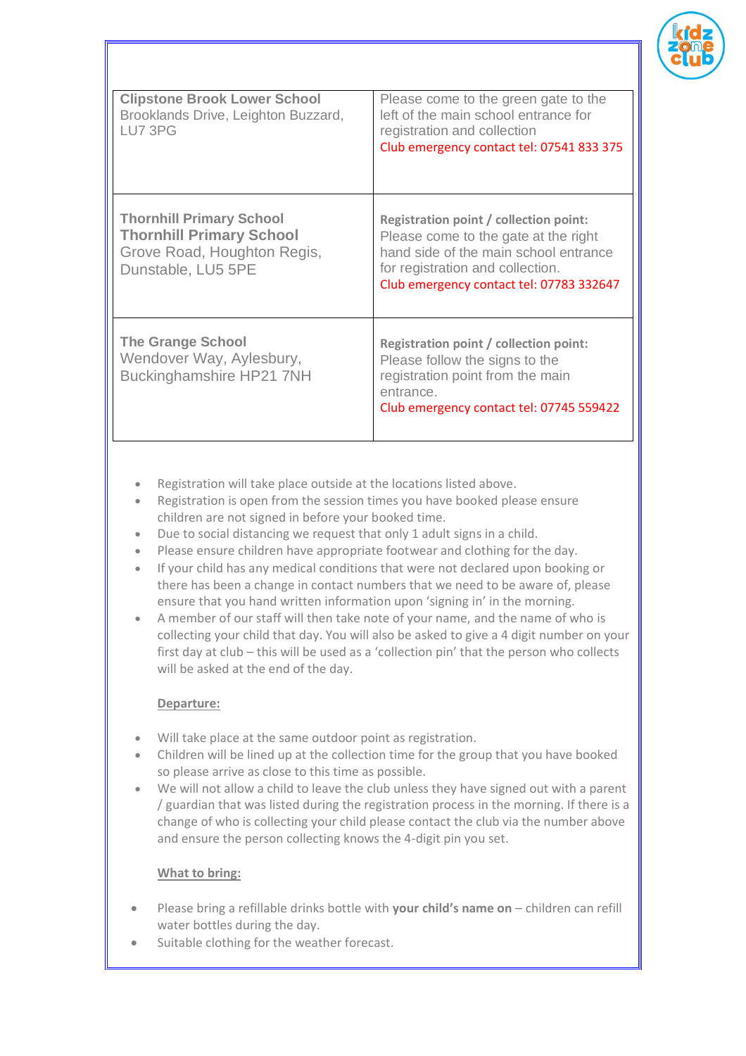| | |
|---|---|
| **Clipstone Brook Lower School**<br>Brooklands Drive, Leighton Buzzard, LU7 3PG | Please come to the green gate to the left of the main school entrance for registration and collection<br>Club emergency contact tel: 07541 833 375 |
| **Thornhill Primary School**<br>**Thornhill Primary School**<br>Grove Road, Houghton Regis, Dunstable, LU5 5PE | **Registration point / collection point:**<br>Please come to the gate at the right hand side of the main school entrance for registration and collection.<br>Club emergency contact tel: 07783 332647 |
| **The Grange School**<br>Wendover Way, Aylesbury, Buckinghamshire HP21 7NH | **Registration point / collection point:**<br>Please follow the signs to the registration point from the main entrance.<br>Club emergency contact tel: 07745 559422 |

- Registration will take place outside at the locations listed above.
- Registration is open from the session times you have booked please ensure children are not signed in before your booked time.
- Due to social distancing we request that only 1 adult signs in a child.
- Please ensure children have appropriate footwear and clothing for the day.
- If your child has any medical conditions that were not declared upon booking or there has been a change in contact numbers that we need to be aware of, please ensure that you hand written information upon 'signing in' in the morning.
- A member of our staff will then take note of your name, and the name of who is collecting your child that day. You will also be asked to give a 4 digit number on your first day at club – this will be used as a 'collection pin' that the person who collects will be asked at the end of the day.

**Departure:**

- Will take place at the same outdoor point as registration.
- Children will be lined up at the collection time for the group that you have booked so please arrive as close to this time as possible.
- We will not allow a child to leave the club unless they have signed out with a parent / guardian that was listed during the registration process in the morning. If there is a change of who is collecting your child please contact the club via the number above and ensure the person collecting knows the 4-digit pin you set.

**What to bring:**

- Please bring a refillable drinks bottle with **your child's name on** – children can refill water bottles during the day.
- Suitable clothing for the weather forecast.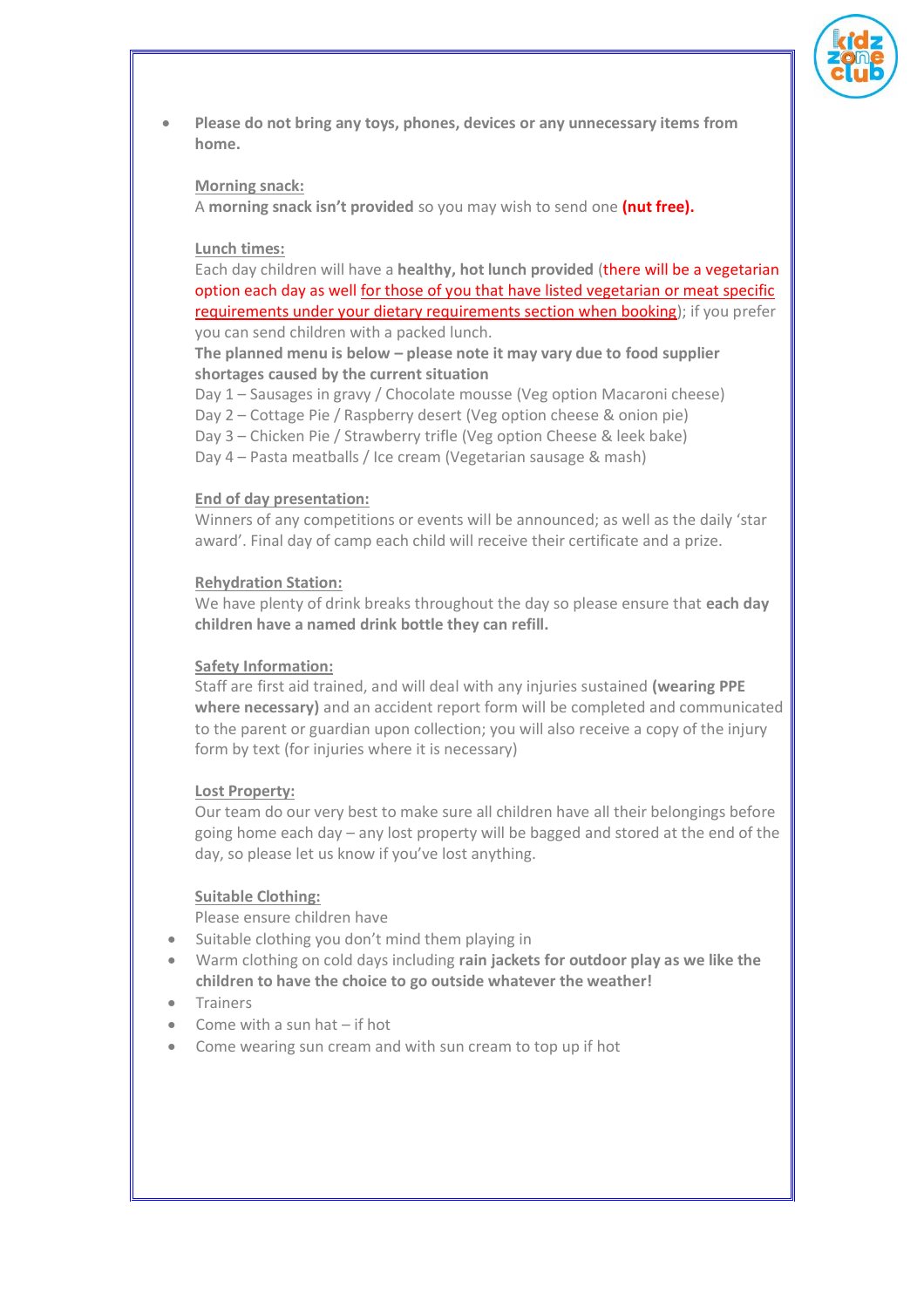- **Please do not bring any toys, phones, devices or any unnecessary items from home.**

Morning snack:

A **morning snack isn't provided** so you may wish to send one **(nut free).**

Lunch times:

Each day children will have a **healthy, hot lunch provided** (there will be a vegetarian option each day as well for those of you that have listed vegetarian or meat specific requirements under your dietary requirements section when booking); if you prefer you can send children with a packed lunch.

**The planned menu is below – please note it may vary due to food supplier shortages caused by the current situation**

Day 1 – Sausages in gravy / Chocolate mousse (Veg option Macaroni cheese)
Day 2 – Cottage Pie / Raspberry desert (Veg option cheese & onion pie)
Day 3 – Chicken Pie / Strawberry trifle (Veg option Cheese & leek bake)
Day 4 – Pasta meatballs / Ice cream (Vegetarian sausage & mash)

End of day presentation:

Winners of any competitions or events will be announced; as well as the daily 'star award'. Final day of camp each child will receive their certificate and a prize.

Rehydration Station:

We have plenty of drink breaks throughout the day so please ensure that **each day children have a named drink bottle they can refill.**

Safety Information:

Staff are first aid trained, and will deal with any injuries sustained **(wearing PPE where necessary)** and an accident report form will be completed and communicated to the parent or guardian upon collection; you will also receive a copy of the injury form by text (for injuries where it is necessary)

Lost Property:

Our team do our very best to make sure all children have all their belongings before going home each day – any lost property will be bagged and stored at the end of the day, so please let us know if you've lost anything.

Suitable Clothing:

Please ensure children have

- Suitable clothing you don't mind them playing in
- Warm clothing on cold days including **rain jackets for outdoor play as we like the children to have the choice to go outside whatever the weather!**
- Trainers
- Come with a sun hat – if hot
- Come wearing sun cream and with sun cream to top up if hot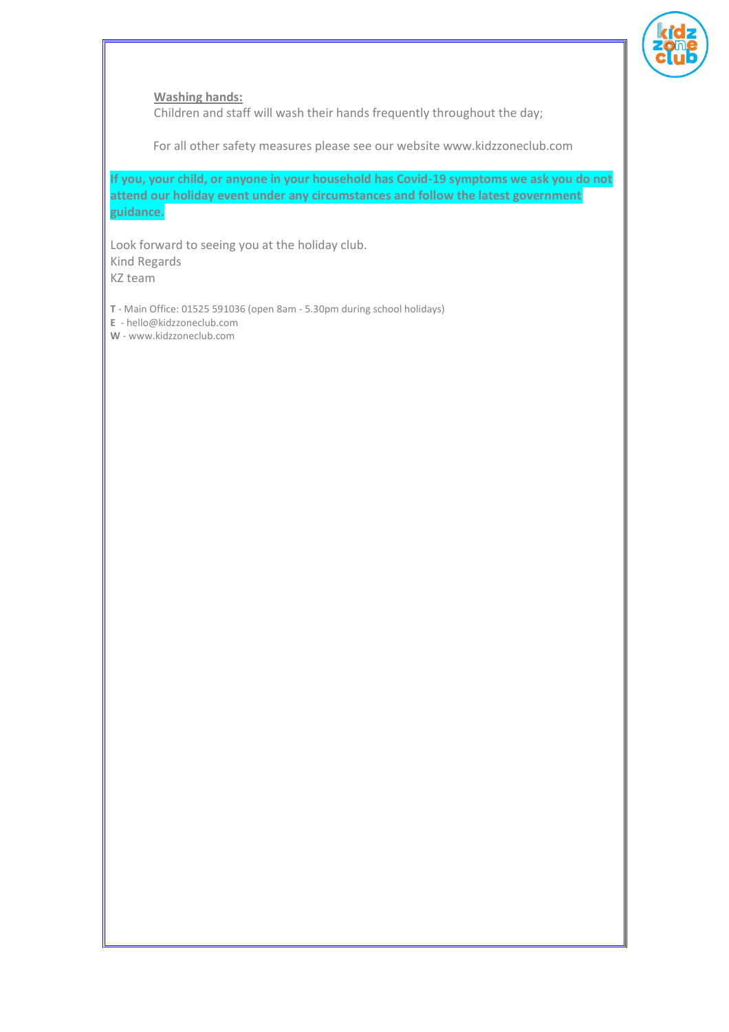**Washing hands:**

Children and staff will wash their hands frequently throughout the day;

For all other safety measures please see our website www.kidzzoneclub.com

**If you, your child, or anyone in your household has Covid-19 symptoms we ask you do not attend our holiday event under any circumstances and follow the latest government guidance.**

Look forward to seeing you at the holiday club.
Kind Regards
KZ team

**T** - Main Office: 01525 591036 (open 8am - 5.30pm during school holidays)
**E** - hello@kidzzoneclub.com
**W** - www.kidzzoneclub.com